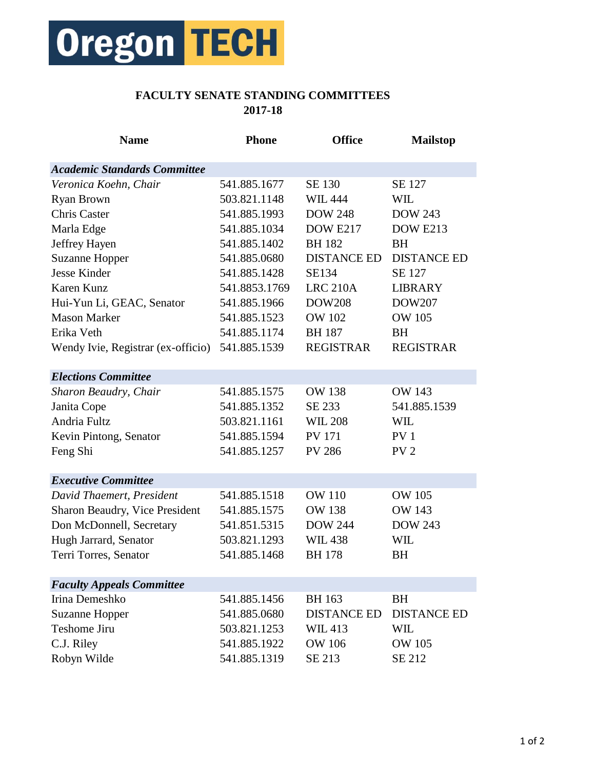Oregon TECH

## FACULTY SENATE STANDING COMMITTEES
## 2017-18

| Name | Phone | Office | Mailstop |
|---|---|---|---|
| ***Academic Standards Committee*** | | | |
| *Veronica Koehn, Chair* | 541.885.1677 | SE 130 | SE 127 |
| Ryan Brown | 503.821.1148 | WIL 444 | WIL |
| Chris Caster | 541.885.1993 | DOW 248 | DOW 243 |
| Marla Edge | 541.885.1034 | DOW E217 | DOW E213 |
| Jeffrey Hayen | 541.885.1402 | BH 182 | BH |
| Suzanne Hopper | 541.885.0680 | DISTANCE ED | DISTANCE ED |
| Jesse Kinder | 541.885.1428 | SE134 | SE 127 |
| Karen Kunz | 541.8853.1769 | LRC 210A | LIBRARY |
| Hui-Yun Li, GEAC, Senator | 541.885.1966 | DOW208 | DOW207 |
| Mason Marker | 541.885.1523 | OW 102 | OW 105 |
| Erika Veth | 541.885.1174 | BH 187 | BH |
| Wendy Ivie, Registrar (ex-officio) | 541.885.1539 | REGISTRAR | REGISTRAR |
| ***Elections Committee*** | | | |
| *Sharon Beaudry, Chair* | 541.885.1575 | OW 138 | OW 143 |
| Janita Cope | 541.885.1352 | SE 233 | 541.885.1539 |
| Andria Fultz | 503.821.1161 | WIL 208 | WIL |
| Kevin Pintong, Senator | 541.885.1594 | PV 171 | PV 1 |
| Feng Shi | 541.885.1257 | PV 286 | PV 2 |
| ***Executive Committee*** | | | |
| *David Thaemert, President* | 541.885.1518 | OW 110 | OW 105 |
| Sharon Beaudry, Vice President | 541.885.1575 | OW 138 | OW 143 |
| Don McDonnell, Secretary | 541.851.5315 | DOW 244 | DOW 243 |
| Hugh Jarrard, Senator | 503.821.1293 | WIL 438 | WIL |
| Terri Torres, Senator | 541.885.1468 | BH 178 | BH |
| ***Faculty Appeals Committee*** | | | |
| Irina Demeshko | 541.885.1456 | BH 163 | BH |
| Suzanne Hopper | 541.885.0680 | DISTANCE ED | DISTANCE ED |
| Teshome Jiru | 503.821.1253 | WIL 413 | WIL |
| C.J. Riley | 541.885.1922 | OW 106 | OW 105 |
| Robyn Wilde | 541.885.1319 | SE 213 | SE 212 |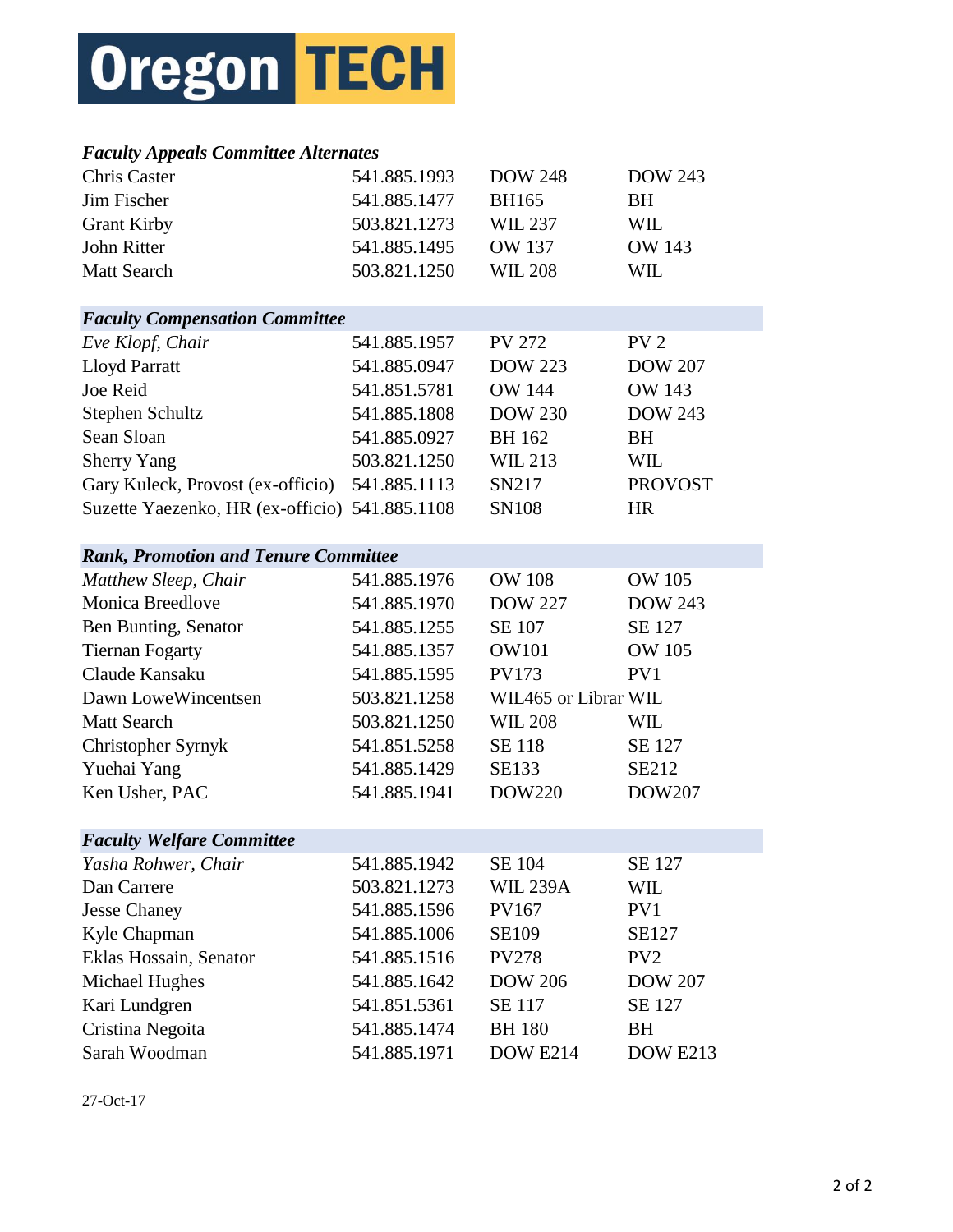Oregon TECH

### *Faculty Appeals Committee Alternates*

| | | | |
|---|---|---|---|
| Chris Caster | 541.885.1993 | DOW 248 | DOW 243 |
| Jim Fischer | 541.885.1477 | BH165 | BH |
| Grant Kirby | 503.821.1273 | WIL 237 | WIL |
| John Ritter | 541.885.1495 | OW 137 | OW 143 |
| Matt Search | 503.821.1250 | WIL 208 | WIL |

### *Faculty Compensation Committee*

| | | | |
|---|---|---|---|
| *Eve Klopf, Chair* | 541.885.1957 | PV 272 | PV 2 |
| Lloyd Parratt | 541.885.0947 | DOW 223 | DOW 207 |
| Joe Reid | 541.851.5781 | OW 144 | OW 143 |
| Stephen Schultz | 541.885.1808 | DOW 230 | DOW 243 |
| Sean Sloan | 541.885.0927 | BH 162 | BH |
| Sherry Yang | 503.821.1250 | WIL 213 | WIL |
| Gary Kuleck, Provost (ex-officio) | 541.885.1113 | SN217 | PROVOST |
| Suzette Yaezenko, HR (ex-officio) | 541.885.1108 | SN108 | HR |

### *Rank, Promotion and Tenure Committee*

| | | | |
|---|---|---|---|
| *Matthew Sleep, Chair* | 541.885.1976 | OW 108 | OW 105 |
| Monica Breedlove | 541.885.1970 | DOW 227 | DOW 243 |
| Ben Bunting, Senator | 541.885.1255 | SE 107 | SE 127 |
| Tiernan Fogarty | 541.885.1357 | OW101 | OW 105 |
| Claude Kansaku | 541.885.1595 | PV173 | PV1 |
| Dawn LoweWincentsen | 503.821.1258 | WIL465 or Librar | WIL |
| Matt Search | 503.821.1250 | WIL 208 | WIL |
| Christopher Syrnyk | 541.851.5258 | SE 118 | SE 127 |
| Yuehai Yang | 541.885.1429 | SE133 | SE212 |
| Ken Usher, PAC | 541.885.1941 | DOW220 | DOW207 |

### *Faculty Welfare Committee*

| | | | |
|---|---|---|---|
| *Yasha Rohwer, Chair* | 541.885.1942 | SE 104 | SE 127 |
| Dan Carrere | 503.821.1273 | WIL 239A | WIL |
| Jesse Chaney | 541.885.1596 | PV167 | PV1 |
| Kyle Chapman | 541.885.1006 | SE109 | SE127 |
| Eklas Hossain, Senator | 541.885.1516 | PV278 | PV2 |
| Michael Hughes | 541.885.1642 | DOW 206 | DOW 207 |
| Kari Lundgren | 541.851.5361 | SE 117 | SE 127 |
| Cristina Negoita | 541.885.1474 | BH 180 | BH |
| Sarah Woodman | 541.885.1971 | DOW E214 | DOW E213 |

27-Oct-17